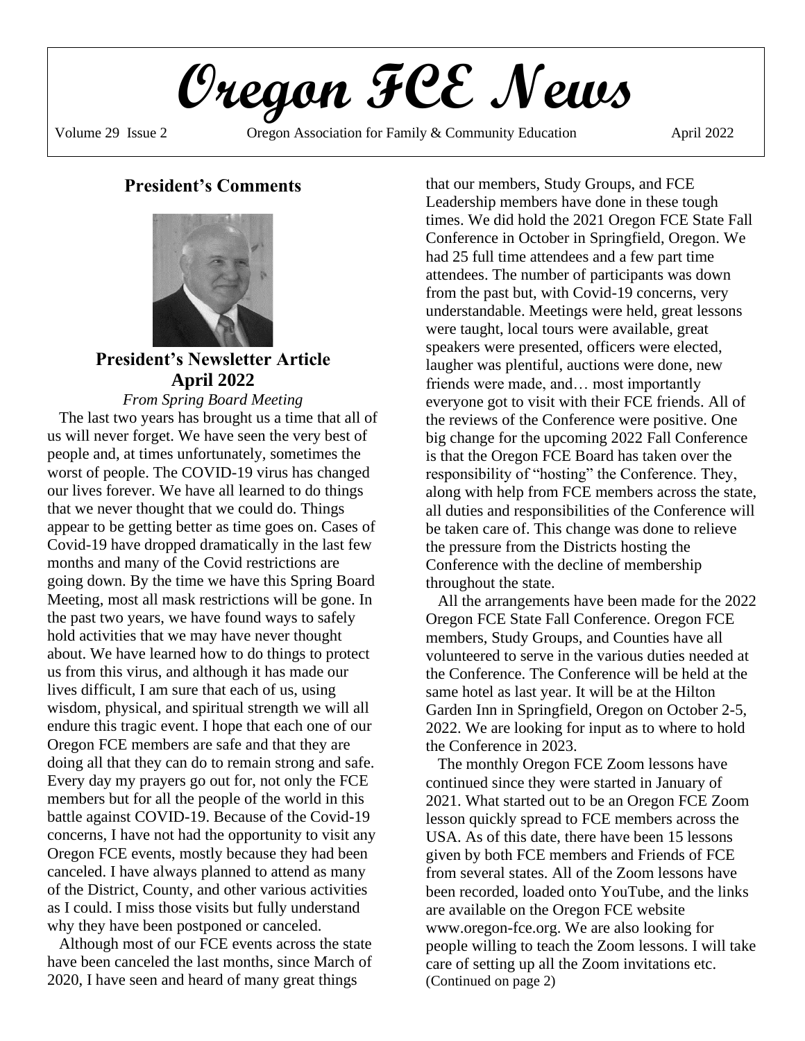# Oregon FCE News

Volume 29 Issue 2 Oregon Association for Family & Community Education April 2022

## President's Comments

### President's Newsletter Article April 2022

*From Spring Board Meeting*

The last two years has brought us a time that all of us will never forget. We have seen the very best of people and, at times unfortunately, sometimes the worst of people. The COVID-19 virus has changed our lives forever. We have all learned to do things that we never thought that we could do. Things appear to be getting better as time goes on. Cases of Covid-19 have dropped dramatically in the last few months and many of the Covid restrictions are going down. By the time we have this Spring Board Meeting, most all mask restrictions will be gone. In the past two years, we have found ways to safely hold activities that we may have never thought about. We have learned how to do things to protect us from this virus, and although it has made our lives difficult, I am sure that each of us, using wisdom, physical, and spiritual strength we will all endure this tragic event. I hope that each one of our Oregon FCE members are safe and that they are doing all that they can do to remain strong and safe. Every day my prayers go out for, not only the FCE members but for all the people of the world in this battle against COVID-19. Because of the Covid-19 concerns, I have not had the opportunity to visit any Oregon FCE events, mostly because they had been canceled. I have always planned to attend as many of the District, County, and other various activities as I could. I miss those visits but fully understand why they have been postponed or canceled.

Although most of our FCE events across the state have been canceled the last months, since March of 2020, I have seen and heard of many great things that our members, Study Groups, and FCE Leadership members have done in these tough times. We did hold the 2021 Oregon FCE State Fall Conference in October in Springfield, Oregon. We had 25 full time attendees and a few part time attendees. The number of participants was down from the past but, with Covid-19 concerns, very understandable. Meetings were held, great lessons were taught, local tours were available, great speakers were presented, officers were elected, laughter was plentiful, auctions were done, new friends were made, and… most importantly everyone got to visit with their FCE friends. All of the reviews of the Conference were positive. One big change for the upcoming 2022 Fall Conference is that the Oregon FCE Board has taken over the responsibility of "hosting" the Conference. They, along with help from FCE members across the state, all duties and responsibilities of the Conference will be taken care of. This change was done to relieve the pressure from the Districts hosting the Conference with the decline of membership throughout the state.

All the arrangements have been made for the 2022 Oregon FCE State Fall Conference. Oregon FCE members, Study Groups, and Counties have all volunteered to serve in the various duties needed at the Conference. The Conference will be held at the same hotel as last year. It will be at the Hilton Garden Inn in Springfield, Oregon on October 2-5, 2022. We are looking for input as to where to hold the Conference in 2023.

The monthly Oregon FCE Zoom lessons have continued since they were started in January of 2021. What started out to be an Oregon FCE Zoom lesson quickly spread to FCE members across the USA. As of this date, there have been 15 lessons given by both FCE members and Friends of FCE from several states. All of the Zoom lessons have been recorded, loaded onto YouTube, and the links are available on the Oregon FCE website www.oregon-fce.org. We are also looking for people willing to teach the Zoom lessons. I will take care of setting up all the Zoom invitations etc. (Continued on page 2)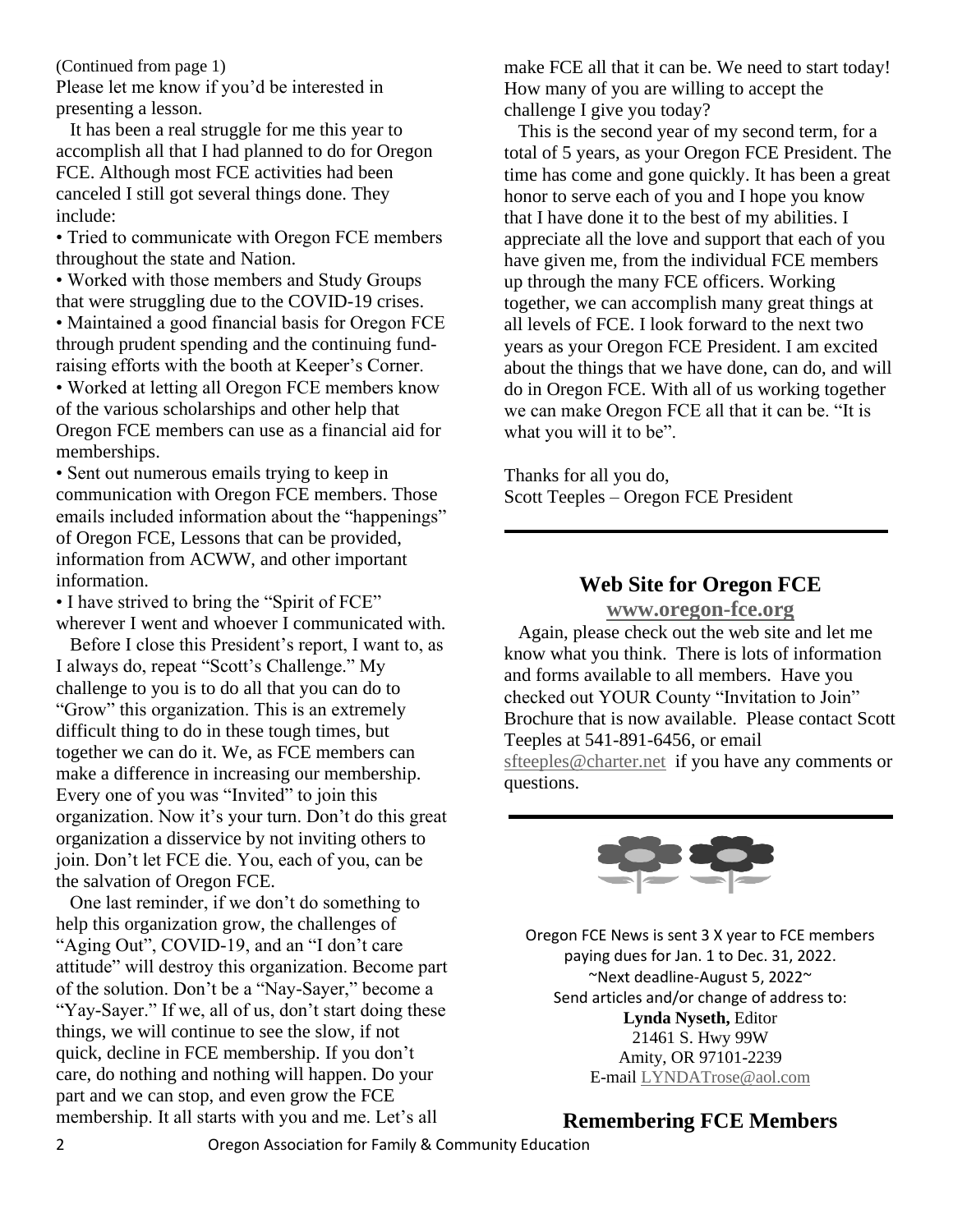(Continued from page 1)

Please let me know if you'd be interested in presenting a lesson.

It has been a real struggle for me this year to accomplish all that I had planned to do for Oregon FCE. Although most FCE activities had been canceled I still got several things done. They include:

- Tried to communicate with Oregon FCE members throughout the state and Nation.
- Worked with those members and Study Groups that were struggling due to the COVID-19 crises.
- Maintained a good financial basis for Oregon FCE through prudent spending and the continuing fund-raising efforts with the booth at Keeper's Corner.
- Worked at letting all Oregon FCE members know of the various scholarships and other help that Oregon FCE members can use as a financial aid for memberships.
- Sent out numerous emails trying to keep in communication with Oregon FCE members. Those emails included information about the "happenings" of Oregon FCE, Lessons that can be provided, information from ACWW, and other important information.
- I have strived to bring the "Spirit of FCE" wherever I went and whoever I communicated with.

Before I close this President's report, I want to, as I always do, repeat "Scott's Challenge." My challenge to you is to do all that you can do to "Grow" this organization. This is an extremely difficult thing to do in these tough times, but together we can do it. We, as FCE members can make a difference in increasing our membership. Every one of you was "Invited" to join this organization. Now it's your turn. Don't do this great organization a disservice by not inviting others to join. Don't let FCE die. You, each of you, can be the salvation of Oregon FCE.

One last reminder, if we don't do something to help this organization grow, the challenges of "Aging Out", COVID-19, and an "I don't care attitude" will destroy this organization. Become part of the solution. Don't be a "Nay-Sayer," become a "Yay-Sayer." If we, all of us, don't start doing these things, we will continue to see the slow, if not quick, decline in FCE membership. If you don't care, do nothing and nothing will happen. Do your part and we can stop, and even grow the FCE membership. It all starts with you and me. Let's all make FCE all that it can be. We need to start today! How many of you are willing to accept the challenge I give you today?

This is the second year of my second term, for a total of 5 years, as your Oregon FCE President. The time has come and gone quickly. It has been a great honor to serve each of you and I hope you know that I have done it to the best of my abilities. I appreciate all the love and support that each of you have given me, from the individual FCE members up through the many FCE officers. Working together, we can accomplish many great things at all levels of FCE. I look forward to the next two years as your Oregon FCE President. I am excited about the things that we have done, can do, and will do in Oregon FCE. With all of us working together we can make Oregon FCE all that it can be. "It is what you will it to be".

Thanks for all you do,
Scott Teeples – Oregon FCE President

---

## Web Site for Oregon FCE

**www.oregon-fce.org**

Again, please check out the web site and let me know what you think. There is lots of information and forms available to all members. Have you checked out YOUR County "Invitation to Join" Brochure that is now available. Please contact Scott Teeples at 541-891-6456, or email sfteeples@charter.net if you have any comments or questions.

---

Oregon FCE News is sent 3 X year to FCE members paying dues for Jan. 1 to Dec. 31, 2022.
~Next deadline-August 5, 2022~
Send articles and/or change of address to:
**Lynda Nyseth,** Editor
21461 S. Hwy 99W
Amity, OR 97101-2239
E-mail LYNDATrose@aol.com

## Remembering FCE Members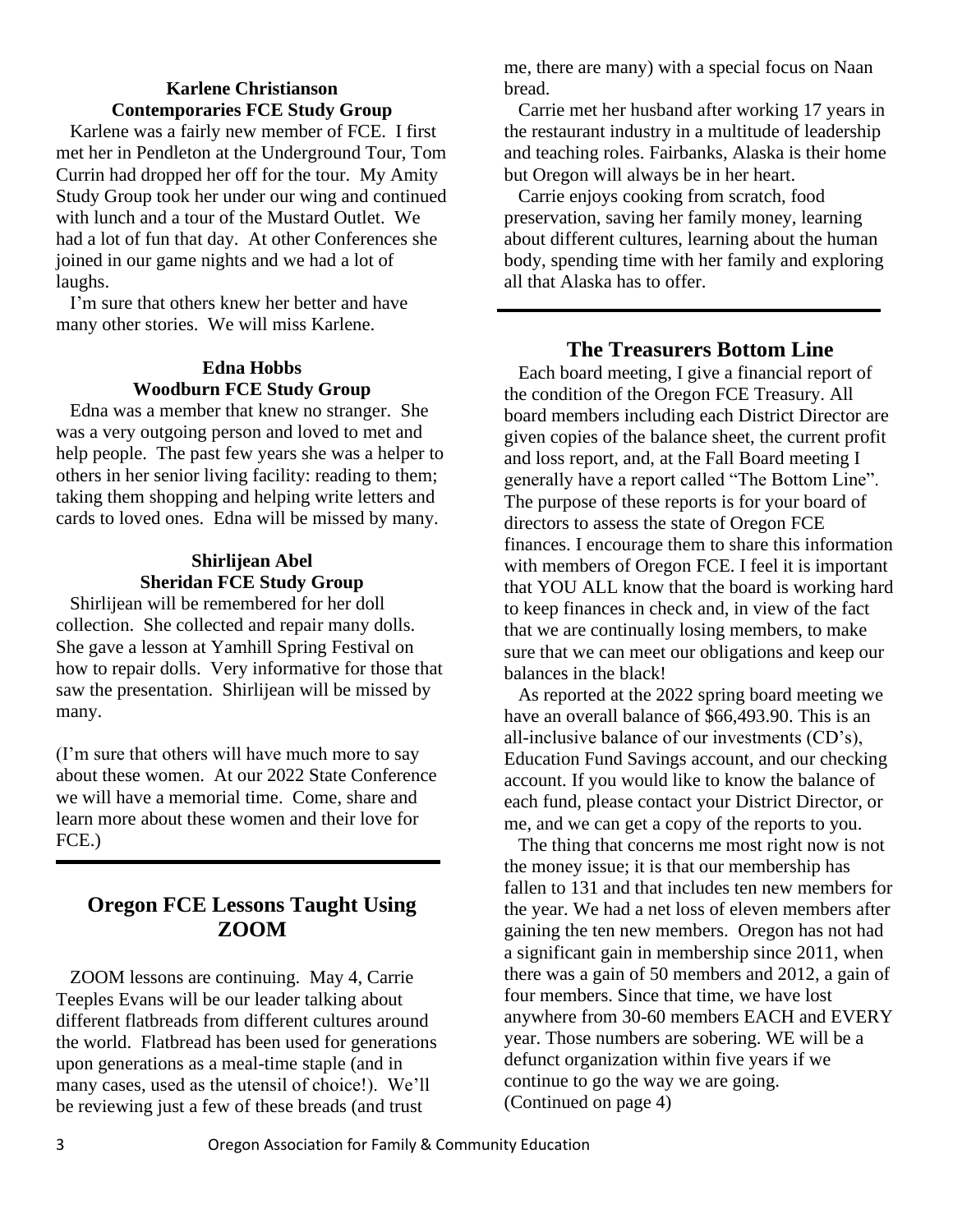### Karlene Christianson
### Contemporaries FCE Study Group

Karlene was a fairly new member of FCE. I first met her in Pendleton at the Underground Tour, Tom Currin had dropped her off for the tour. My Amity Study Group took her under our wing and continued with lunch and a tour of the Mustard Outlet. We had a lot of fun that day. At other Conferences she joined in our game nights and we had a lot of laughs.

I'm sure that others knew her better and have many other stories. We will miss Karlene.

### Edna Hobbs
### Woodburn FCE Study Group

Edna was a member that knew no stranger. She was a very outgoing person and loved to met and help people. The past few years she was a helper to others in her senior living facility: reading to them; taking them shopping and helping write letters and cards to loved ones. Edna will be missed by many.

### Shirlijean Abel
### Sheridan FCE Study Group

Shirlijean will be remembered for her doll collection. She collected and repair many dolls. She gave a lesson at Yamhill Spring Festival on how to repair dolls. Very informative for those that saw the presentation. Shirlijean will be missed by many.

(I'm sure that others will have much more to say about these women. At our 2022 State Conference we will have a memorial time. Come, share and learn more about these women and their love for FCE.)

---

## Oregon FCE Lessons Taught Using ZOOM

ZOOM lessons are continuing. May 4, Carrie Teeples Evans will be our leader talking about different flatbreads from different cultures around the world. Flatbread has been used for generations upon generations as a meal-time staple (and in many cases, used as the utensil of choice!). We'll be reviewing just a few of these breads (and trust me, there are many) with a special focus on Naan bread.

Carrie met her husband after working 17 years in the restaurant industry in a multitude of leadership and teaching roles. Fairbanks, Alaska is their home but Oregon will always be in her heart.

Carrie enjoys cooking from scratch, food preservation, saving her family money, learning about different cultures, learning about the human body, spending time with her family and exploring all that Alaska has to offer.

---

## The Treasurers Bottom Line

Each board meeting, I give a financial report of the condition of the Oregon FCE Treasury. All board members including each District Director are given copies of the balance sheet, the current profit and loss report, and, at the Fall Board meeting I generally have a report called "The Bottom Line". The purpose of these reports is for your board of directors to assess the state of Oregon FCE finances. I encourage them to share this information with members of Oregon FCE. I feel it is important that YOU ALL know that the board is working hard to keep finances in check and, in view of the fact that we are continually losing members, to make sure that we can meet our obligations and keep our balances in the black!

As reported at the 2022 spring board meeting we have an overall balance of $66,493.90. This is an all-inclusive balance of our investments (CD's), Education Fund Savings account, and our checking account. If you would like to know the balance of each fund, please contact your District Director, or me, and we can get a copy of the reports to you.

The thing that concerns me most right now is not the money issue; it is that our membership has fallen to 131 and that includes ten new members for the year. We had a net loss of eleven members after gaining the ten new members. Oregon has not had a significant gain in membership since 2011, when there was a gain of 50 members and 2012, a gain of four members. Since that time, we have lost anywhere from 30-60 members EACH and EVERY year. Those numbers are sobering. WE will be a defunct organization within five years if we continue to go the way we are going.
(Continued on page 4)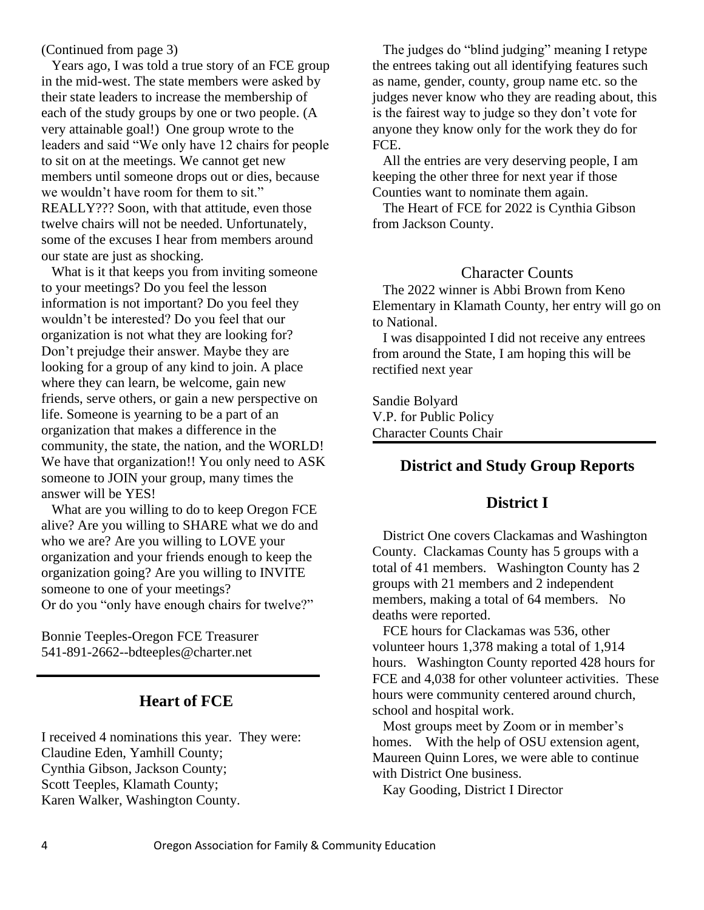(Continued from page 3)

Years ago, I was told a true story of an FCE group in the mid-west. The state members were asked by their state leaders to increase the membership of each of the study groups by one or two people. (A very attainable goal!) One group wrote to the leaders and said "We only have 12 chairs for people to sit on at the meetings. We cannot get new members until someone drops out or dies, because we wouldn't have room for them to sit." REALLY??? Soon, with that attitude, even those twelve chairs will not be needed. Unfortunately, some of the excuses I hear from members around our state are just as shocking.

What is it that keeps you from inviting someone to your meetings? Do you feel the lesson information is not important? Do you feel they wouldn't be interested? Do you feel that our organization is not what they are looking for? Don't prejudge their answer. Maybe they are looking for a group of any kind to join. A place where they can learn, be welcome, gain new friends, serve others, or gain a new perspective on life. Someone is yearning to be a part of an organization that makes a difference in the community, the state, the nation, and the WORLD! We have that organization!! You only need to ASK someone to JOIN your group, many times the answer will be YES!

What are you willing to do to keep Oregon FCE alive? Are you willing to SHARE what we do and who we are? Are you willing to LOVE your organization and your friends enough to keep the organization going? Are you willing to INVITE someone to one of your meetings?
Or do you "only have enough chairs for twelve?"

Bonnie Teeples-Oregon FCE Treasurer
541-891-2662--bdteeples@charter.net

## Heart of FCE

I received 4 nominations this year. They were:
Claudine Eden, Yamhill County;
Cynthia Gibson, Jackson County;
Scott Teeples, Klamath County;
Karen Walker, Washington County.

The judges do "blind judging" meaning I retype the entrees taking out all identifying features such as name, gender, county, group name etc. so the judges never know who they are reading about, this is the fairest way to judge so they don't vote for anyone they know only for the work they do for FCE.

All the entries are very deserving people, I am keeping the other three for next year if those Counties want to nominate them again.

The Heart of FCE for 2022 is Cynthia Gibson from Jackson County.

### Character Counts

The 2022 winner is Abbi Brown from Keno Elementary in Klamath County, her entry will go on to National.

I was disappointed I did not receive any entrees from around the State, I am hoping this will be rectified next year

Sandie Bolyard
V.P. for Public Policy
Character Counts Chair

## District and Study Group Reports

## District I

District One covers Clackamas and Washington County. Clackamas County has 5 groups with a total of 41 members. Washington County has 2 groups with 21 members and 2 independent members, making a total of 64 members. No deaths were reported.

FCE hours for Clackamas was 536, other volunteer hours 1,378 making a total of 1,914 hours. Washington County reported 428 hours for FCE and 4,038 for other volunteer activities. These hours were community centered around church, school and hospital work.

Most groups meet by Zoom or in member's homes. With the help of OSU extension agent, Maureen Quinn Lores, we were able to continue with District One business.

Kay Gooding, District I Director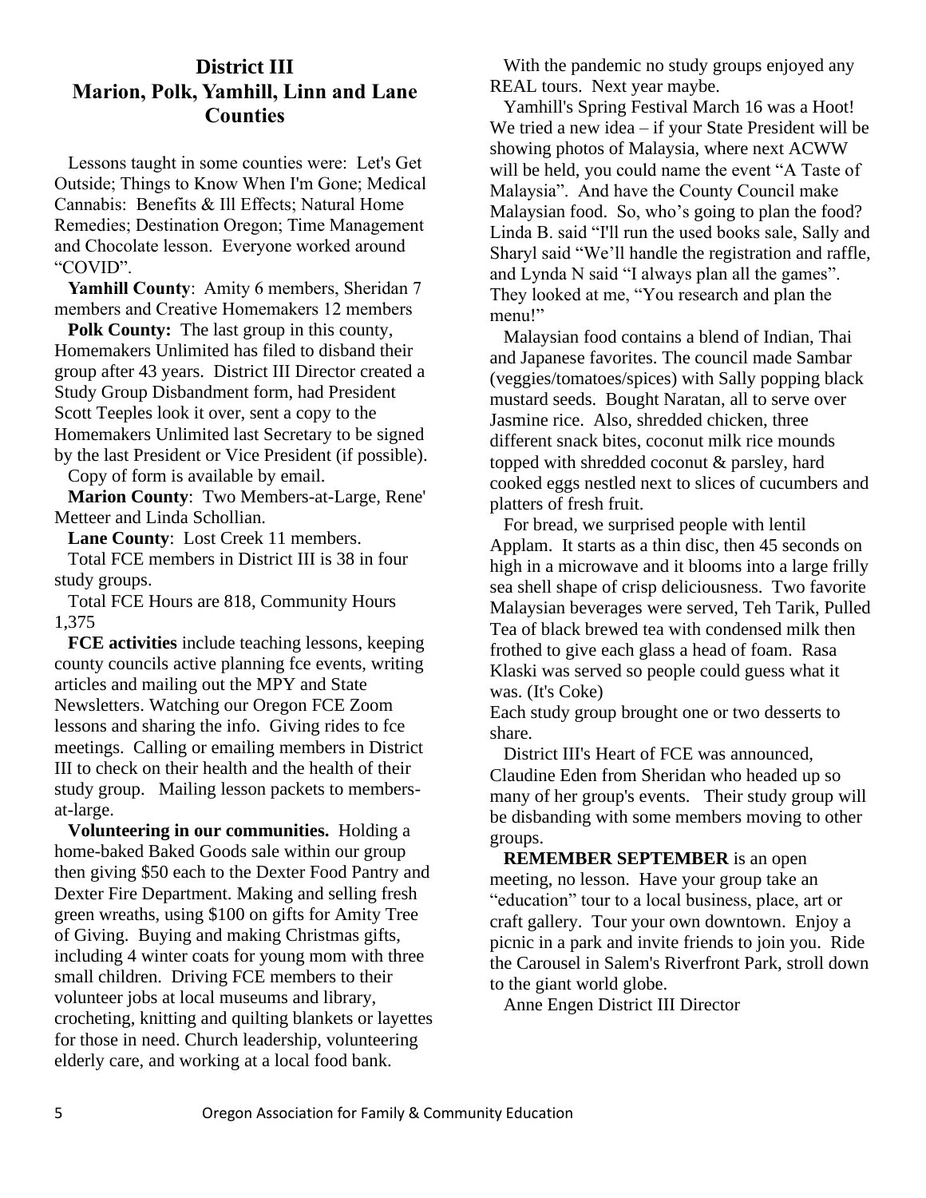## District III
## Marion, Polk, Yamhill, Linn and Lane Counties

Lessons taught in some counties were: Let's Get Outside; Things to Know When I'm Gone; Medical Cannabis: Benefits & Ill Effects; Natural Home Remedies; Destination Oregon; Time Management and Chocolate lesson. Everyone worked around "COVID".

**Yamhill County**: Amity 6 members, Sheridan 7 members and Creative Homemakers 12 members

**Polk County:** The last group in this county, Homemakers Unlimited has filed to disband their group after 43 years. District III Director created a Study Group Disbandment form, had President Scott Teeples look it over, sent a copy to the Homemakers Unlimited last Secretary to be signed by the last President or Vice President (if possible). Copy of form is available by email.

**Marion County**: Two Members-at-Large, Rene' Metteer and Linda Schollian.

**Lane County**: Lost Creek 11 members.

Total FCE members in District III is 38 in four study groups.

Total FCE Hours are 818, Community Hours 1,375

**FCE activities** include teaching lessons, keeping county councils active planning fce events, writing articles and mailing out the MPY and State Newsletters. Watching our Oregon FCE Zoom lessons and sharing the info. Giving rides to fce meetings. Calling or emailing members in District III to check on their health and the health of their study group. Mailing lesson packets to members-at-large.

**Volunteering in our communities.** Holding a home-baked Baked Goods sale within our group then giving $50 each to the Dexter Food Pantry and Dexter Fire Department. Making and selling fresh green wreaths, using $100 on gifts for Amity Tree of Giving. Buying and making Christmas gifts, including 4 winter coats for young mom with three small children. Driving FCE members to their volunteer jobs at local museums and library, crocheting, knitting and quilting blankets or layettes for those in need. Church leadership, volunteering elderly care, and working at a local food bank.

With the pandemic no study groups enjoyed any REAL tours. Next year maybe.

Yamhill's Spring Festival March 16 was a Hoot! We tried a new idea – if your State President will be showing photos of Malaysia, where next ACWW will be held, you could name the event "A Taste of Malaysia". And have the County Council make Malaysian food. So, who's going to plan the food? Linda B. said "I'll run the used books sale, Sally and Sharyl said "We'll handle the registration and raffle, and Lynda N said "I always plan all the games". They looked at me, "You research and plan the menu!"

Malaysian food contains a blend of Indian, Thai and Japanese favorites. The council made Sambar (veggies/tomatoes/spices) with Sally popping black mustard seeds. Bought Naratan, all to serve over Jasmine rice. Also, shredded chicken, three different snack bites, coconut milk rice mounds topped with shredded coconut & parsley, hard cooked eggs nestled next to slices of cucumbers and platters of fresh fruit.

For bread, we surprised people with lentil Applam. It starts as a thin disc, then 45 seconds on high in a microwave and it blooms into a large frilly sea shell shape of crisp deliciousness. Two favorite Malaysian beverages were served, Teh Tarik, Pulled Tea of black brewed tea with condensed milk then frothed to give each glass a head of foam. Rasa Klaski was served so people could guess what it was. (It's Coke)

Each study group brought one or two desserts to share.

District III's Heart of FCE was announced, Claudine Eden from Sheridan who headed up so many of her group's events. Their study group will be disbanding with some members moving to other groups.

**REMEMBER SEPTEMBER** is an open meeting, no lesson. Have your group take an "education" tour to a local business, place, art or craft gallery. Tour your own downtown. Enjoy a picnic in a park and invite friends to join you. Ride the Carousel in Salem's Riverfront Park, stroll down to the giant world globe.

Anne Engen District III Director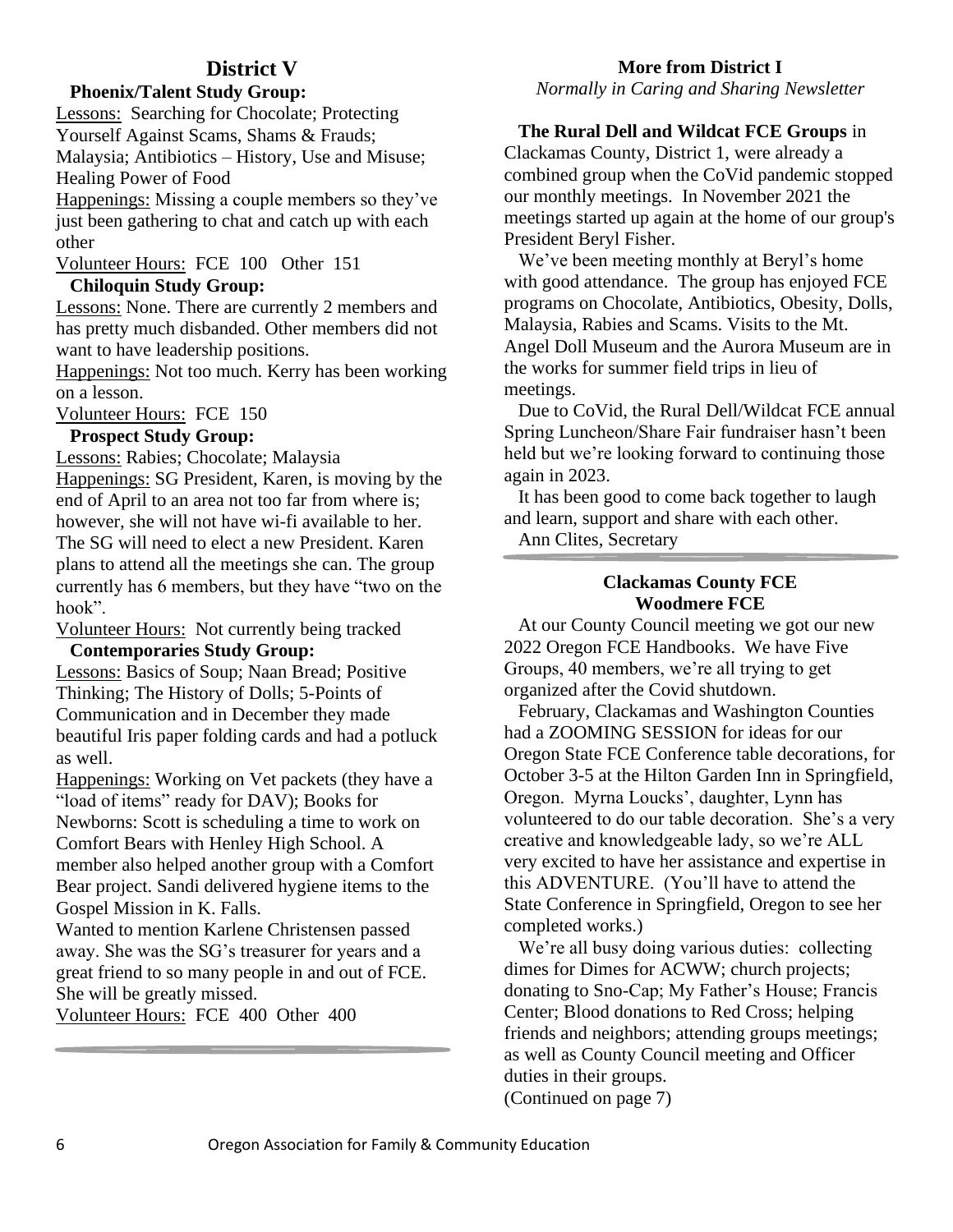## District V

**Phoenix/Talent Study Group:**

Lessons: Searching for Chocolate; Protecting Yourself Against Scams, Shams & Frauds; Malaysia; Antibiotics – History, Use and Misuse; Healing Power of Food

Happenings: Missing a couple members so they've just been gathering to chat and catch up with each other

Volunteer Hours: FCE 100 Other 151

**Chiloquin Study Group:**

Lessons: None. There are currently 2 members and has pretty much disbanded. Other members did not want to have leadership positions.

Happenings: Not too much. Kerry has been working on a lesson.

Volunteer Hours: FCE 150

**Prospect Study Group:**

Lessons: Rabies; Chocolate; Malaysia

Happenings: SG President, Karen, is moving by the end of April to an area not too far from where is; however, she will not have wi-fi available to her. The SG will need to elect a new President. Karen plans to attend all the meetings she can. The group currently has 6 members, but they have "two on the hook".

Volunteer Hours: Not currently being tracked

**Contemporaries Study Group:**

Lessons: Basics of Soup; Naan Bread; Positive Thinking; The History of Dolls; 5-Points of Communication and in December they made beautiful Iris paper folding cards and had a potluck as well.

Happenings: Working on Vet packets (they have a "load of items" ready for DAV); Books for Newborns: Scott is scheduling a time to work on Comfort Bears with Henley High School. A member also helped another group with a Comfort Bear project. Sandi delivered hygiene items to the Gospel Mission in K. Falls.

Wanted to mention Karlene Christensen passed away. She was the SG's treasurer for years and a great friend to so many people in and out of FCE. She will be greatly missed.

Volunteer Hours: FCE 400 Other 400

---

**More from District I**

*Normally in Caring and Sharing Newsletter*

**The Rural Dell and Wildcat FCE Groups** in Clackamas County, District 1, were already a combined group when the CoVid pandemic stopped our monthly meetings. In November 2021 the meetings started up again at the home of our group's President Beryl Fisher.

We've been meeting monthly at Beryl's home with good attendance. The group has enjoyed FCE programs on Chocolate, Antibiotics, Obesity, Dolls, Malaysia, Rabies and Scams. Visits to the Mt. Angel Doll Museum and the Aurora Museum are in the works for summer field trips in lieu of meetings.

Due to CoVid, the Rural Dell/Wildcat FCE annual Spring Luncheon/Share Fair fundraiser hasn't been held but we're looking forward to continuing those again in 2023.

It has been good to come back together to laugh and learn, support and share with each other.

Ann Clites, Secretary

---

**Clackamas County FCE**
**Woodmere FCE**

At our County Council meeting we got our new 2022 Oregon FCE Handbooks. We have Five Groups, 40 members, we're all trying to get organized after the Covid shutdown.

February, Clackamas and Washington Counties had a ZOOMING SESSION for ideas for our Oregon State FCE Conference table decorations, for October 3-5 at the Hilton Garden Inn in Springfield, Oregon. Myrna Loucks', daughter, Lynn has volunteered to do our table decoration. She's a very creative and knowledgeable lady, so we're ALL very excited to have her assistance and expertise in this ADVENTURE. (You'll have to attend the State Conference in Springfield, Oregon to see her completed works.)

We're all busy doing various duties: collecting dimes for Dimes for ACWW; church projects; donating to Sno-Cap; My Father's House; Francis Center; Blood donations to Red Cross; helping friends and neighbors; attending groups meetings; as well as County Council meeting and Officer duties in their groups.

(Continued on page 7)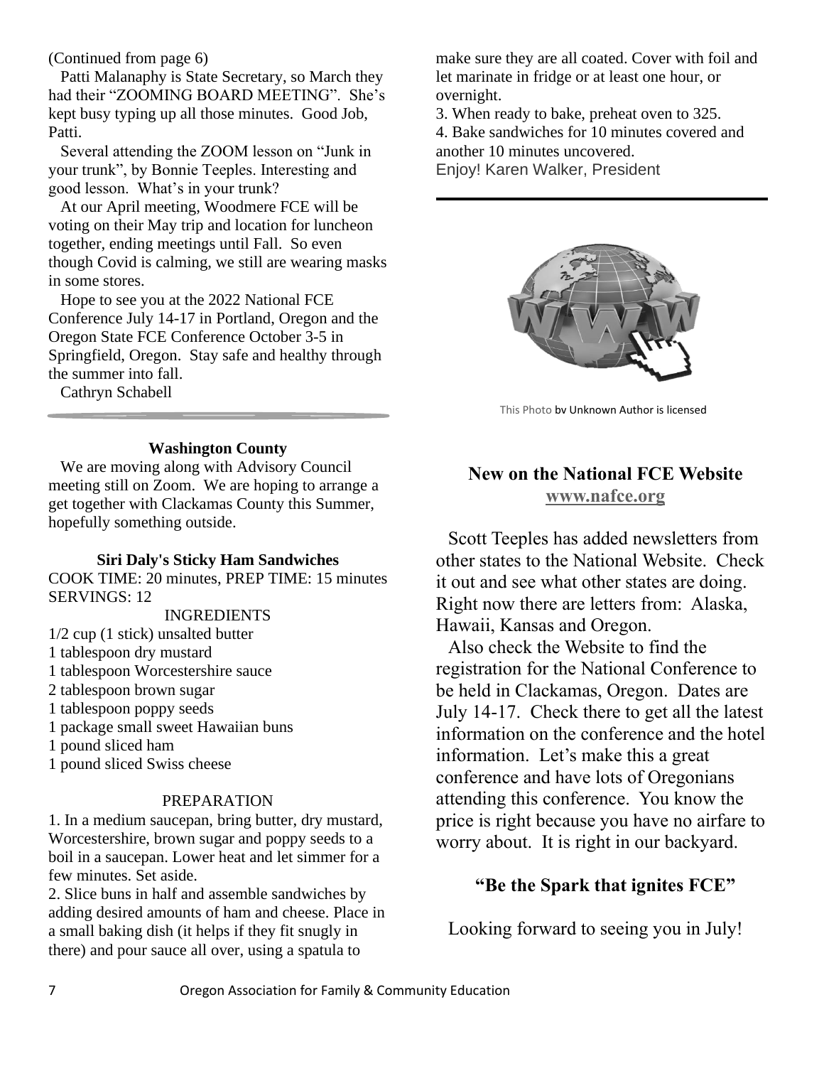(Continued from page 6)

Patti Malanaphy is State Secretary, so March they had their "ZOOMING BOARD MEETING". She's kept busy typing up all those minutes. Good Job, Patti.

Several attending the ZOOM lesson on "Junk in your trunk", by Bonnie Teeples. Interesting and good lesson. What's in your trunk?

At our April meeting, Woodmere FCE will be voting on their May trip and location for luncheon together, ending meetings until Fall. So even though Covid is calming, we still are wearing masks in some stores.

Hope to see you at the 2022 National FCE Conference July 14-17 in Portland, Oregon and the Oregon State FCE Conference October 3-5 in Springfield, Oregon. Stay safe and healthy through the summer into fall.

Cathryn Schabell

---

**Washington County**

We are moving along with Advisory Council meeting still on Zoom. We are hoping to arrange a get together with Clackamas County this Summer, hopefully something outside.

**Siri Daly's Sticky Ham Sandwiches**

COOK TIME: 20 minutes, PREP TIME: 15 minutes
SERVINGS: 12

INGREDIENTS

- 1/2 cup (1 stick) unsalted butter
- 1 tablespoon dry mustard
- 1 tablespoon Worcestershire sauce
- 2 tablespoon brown sugar
- 1 tablespoon poppy seeds
- 1 package small sweet Hawaiian buns
- 1 pound sliced ham
- 1 pound sliced Swiss cheese

PREPARATION

1. In a medium saucepan, bring butter, dry mustard, Worcestershire, brown sugar and poppy seeds to a boil in a saucepan. Lower heat and let simmer for a few minutes. Set aside.
2. Slice buns in half and assemble sandwiches by adding desired amounts of ham and cheese. Place in a small baking dish (it helps if they fit snugly in there) and pour sauce all over, using a spatula to make sure they are all coated. Cover with foil and let marinate in fridge or at least one hour, or overnight.
3. When ready to bake, preheat oven to 325.
4. Bake sandwiches for 10 minutes covered and another 10 minutes uncovered.

Enjoy! Karen Walker, President

---

This Photo by Unknown Author is licensed

## New on the National FCE Website

**www.nafce.org**

Scott Teeples has added newsletters from other states to the National Website. Check it out and see what other states are doing. Right now there are letters from: Alaska, Hawaii, Kansas and Oregon.

Also check the Website to find the registration for the National Conference to be held in Clackamas, Oregon. Dates are July 14-17. Check there to get all the latest information on the conference and the hotel information. Let's make this a great conference and have lots of Oregonians attending this conference. You know the price is right because you have no airfare to worry about. It is right in our backyard.

**"Be the Spark that ignites FCE"**

Looking forward to seeing you in July!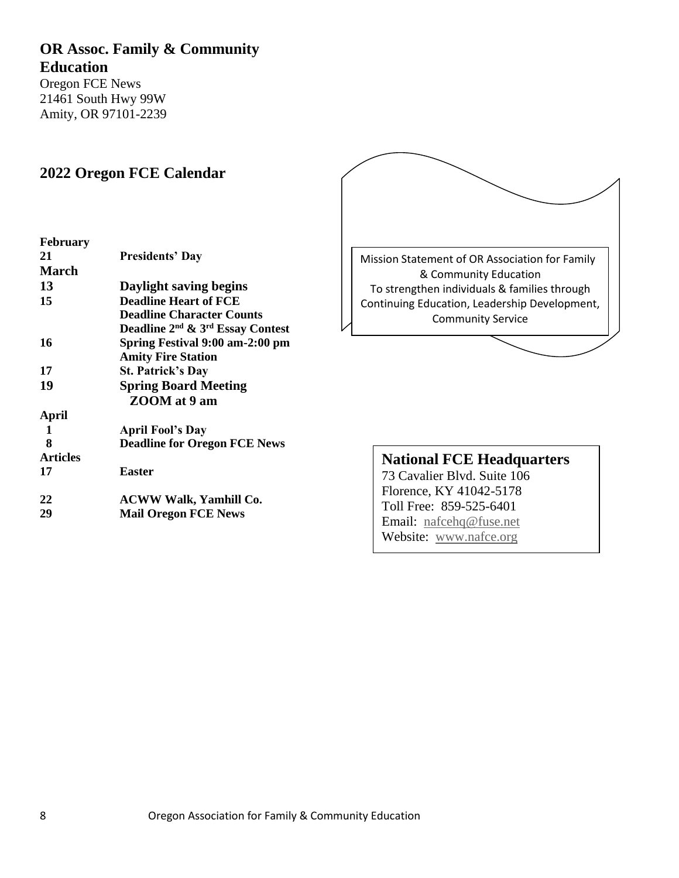**OR Assoc. Family & Community Education**

Oregon FCE News
21461 South Hwy 99W
Amity, OR 97101-2239

## 2022 Oregon FCE Calendar

| | |
|---|---|
| **February** | |
| **21** | **Presidents' Day** |
| **March** | |
| **13** | **Daylight saving begins** |
| **15** | **Deadline Heart of FCE** |
| | **Deadline Character Counts** |
| | **Deadline 2nd & 3rd Essay Contest** |
| **16** | **Spring Festival 9:00 am-2:00 pm** |
| | **Amity Fire Station** |
| **17** | **St. Patrick's Day** |
| **19** | **Spring Board Meeting** |
| | **ZOOM at 9 am** |
| **April** | |
| **1** | **April Fool's Day** |
| **8** | **Deadline for Oregon FCE News** |
| **Articles** | |
| **17** | **Easter** |
| **22** | **ACWW Walk, Yamhill Co.** |
| **29** | **Mail Oregon FCE News** |

Mission Statement of OR Association for Family & Community Education
To strengthen individuals & families through Continuing Education, Leadership Development, Community Service

### National FCE Headquarters

73 Cavalier Blvd. Suite 106
Florence, KY 41042-5178
Toll Free: 859-525-6401
Email: nafcehq@fuse.net
Website: www.nafce.org